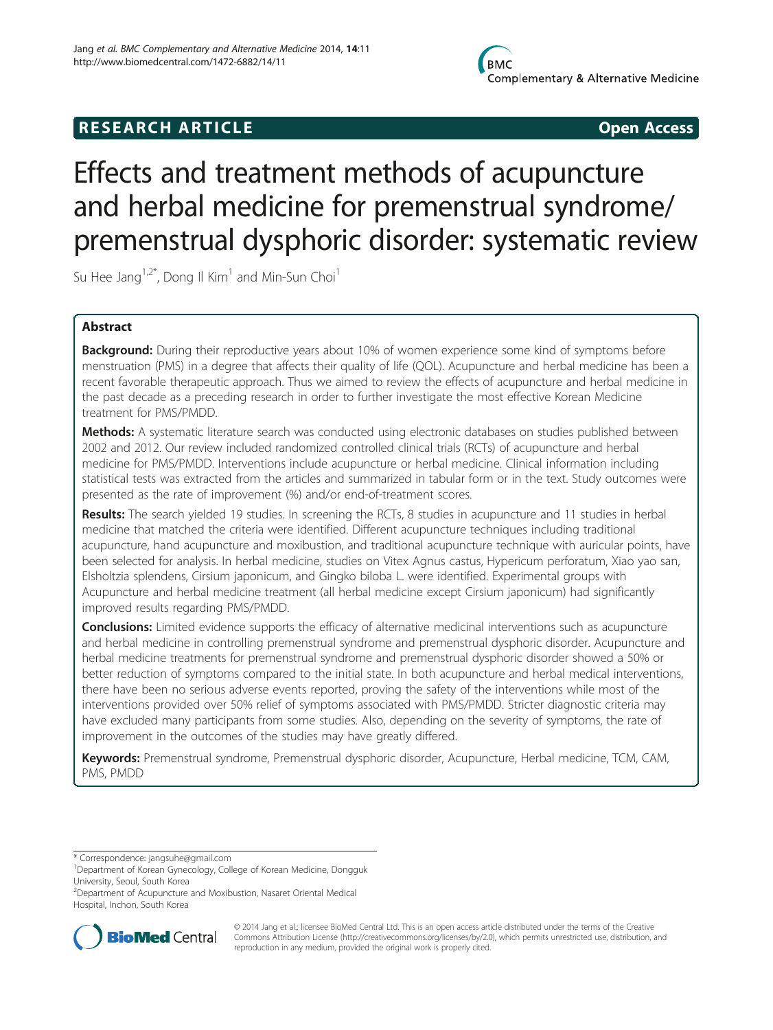**RESEARCH ARTICLE** **Open Access**

# Effects and treatment methods of acupuncture and herbal medicine for premenstrual syndrome/premenstrual dysphoric disorder: systematic review

Su Hee Jang[1,2*], Dong Il Kim[1] and Min-Sun Choi[1]

## Abstract

**Background:** During their reproductive years about 10% of women experience some kind of symptoms before menstruation (PMS) in a degree that affects their quality of life (QOL). Acupuncture and herbal medicine has been a recent favorable therapeutic approach. Thus we aimed to review the effects of acupuncture and herbal medicine in the past decade as a preceding research in order to further investigate the most effective Korean Medicine treatment for PMS/PMDD.

**Methods:** A systematic literature search was conducted using electronic databases on studies published between 2002 and 2012. Our review included randomized controlled clinical trials (RCTs) of acupuncture and herbal medicine for PMS/PMDD. Interventions include acupuncture or herbal medicine. Clinical information including statistical tests was extracted from the articles and summarized in tabular form or in the text. Study outcomes were presented as the rate of improvement (%) and/or end-of-treatment scores.

**Results:** The search yielded 19 studies. In screening the RCTs, 8 studies in acupuncture and 11 studies in herbal medicine that matched the criteria were identified. Different acupuncture techniques including traditional acupuncture, hand acupuncture and moxibustion, and traditional acupuncture technique with auricular points, have been selected for analysis. In herbal medicine, studies on Vitex Agnus castus, Hypericum perforatum, Xiao yao san, Elsholtzia splendens, Cirsium japonicum, and Gingko biloba L. were identified. Experimental groups with Acupuncture and herbal medicine treatment (all herbal medicine except Cirsium japonicum) had significantly improved results regarding PMS/PMDD.

**Conclusions:** Limited evidence supports the efficacy of alternative medicinal interventions such as acupuncture and herbal medicine in controlling premenstrual syndrome and premenstrual dysphoric disorder. Acupuncture and herbal medicine treatments for premenstrual syndrome and premenstrual dysphoric disorder showed a 50% or better reduction of symptoms compared to the initial state. In both acupuncture and herbal medical interventions, there have been no serious adverse events reported, proving the safety of the interventions while most of the interventions provided over 50% relief of symptoms associated with PMS/PMDD. Stricter diagnostic criteria may have excluded many participants from some studies. Also, depending on the severity of symptoms, the rate of improvement in the outcomes of the studies may have greatly differed.

**Keywords:** Premenstrual syndrome, Premenstrual dysphoric disorder, Acupuncture, Herbal medicine, TCM, CAM, PMS, PMDD

---

\* Correspondence: jangsuhe@gmail.com
[1]Department of Korean Gynecology, College of Korean Medicine, Dongguk University, Seoul, South Korea
[2]Department of Acupuncture and Moxibustion, Nasaret Oriental Medical Hospital, Inchon, South Korea

© 2014 Jang et al.; licensee BioMed Central Ltd. This is an open access article distributed under the terms of the Creative Commons Attribution License (http://creativecommons.org/licenses/by/2.0), which permits unrestricted use, distribution, and reproduction in any medium, provided the original work is properly cited.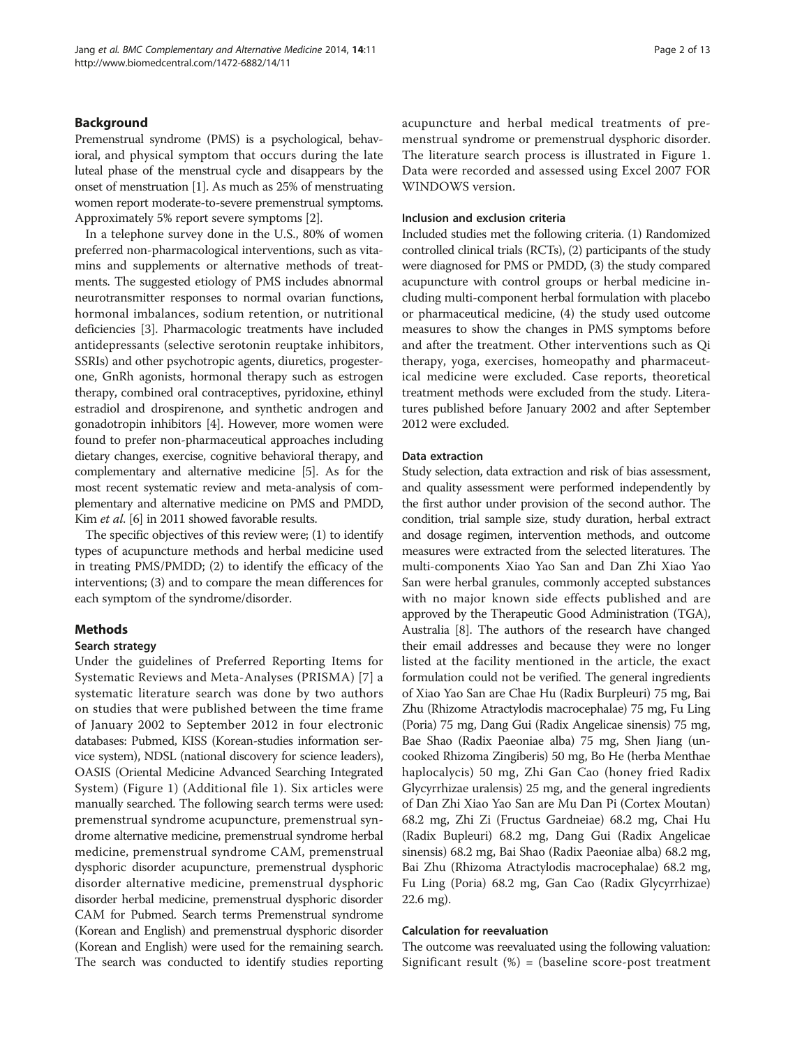## Background

Premenstrual syndrome (PMS) is a psychological, behavioral, and physical symptom that occurs during the late luteal phase of the menstrual cycle and disappears by the onset of menstruation [1]. As much as 25% of menstruating women report moderate-to-severe premenstrual symptoms. Approximately 5% report severe symptoms [2].

In a telephone survey done in the U.S., 80% of women preferred non-pharmacological interventions, such as vitamins and supplements or alternative methods of treatments. The suggested etiology of PMS includes abnormal neurotransmitter responses to normal ovarian functions, hormonal imbalances, sodium retention, or nutritional deficiencies [3]. Pharmacologic treatments have included antidepressants (selective serotonin reuptake inhibitors, SSRIs) and other psychotropic agents, diuretics, progesterone, GnRh agonists, hormonal therapy such as estrogen therapy, combined oral contraceptives, pyridoxine, ethinyl estradiol and drospirenone, and synthetic androgen and gonadotropin inhibitors [4]. However, more women were found to prefer non-pharmaceutical approaches including dietary changes, exercise, cognitive behavioral therapy, and complementary and alternative medicine [5]. As for the most recent systematic review and meta-analysis of complementary and alternative medicine on PMS and PMDD, Kim *et al*. [6] in 2011 showed favorable results.

The specific objectives of this review were; (1) to identify types of acupuncture methods and herbal medicine used in treating PMS/PMDD; (2) to identify the efficacy of the interventions; (3) and to compare the mean differences for each symptom of the syndrome/disorder.

## Methods

### Search strategy

Under the guidelines of Preferred Reporting Items for Systematic Reviews and Meta-Analyses (PRISMA) [7] a systematic literature search was done by two authors on studies that were published between the time frame of January 2002 to September 2012 in four electronic databases: Pubmed, KISS (Korean-studies information service system), NDSL (national discovery for science leaders), OASIS (Oriental Medicine Advanced Searching Integrated System) (Figure 1) (Additional file 1). Six articles were manually searched. The following search terms were used: premenstrual syndrome acupuncture, premenstrual syndrome alternative medicine, premenstrual syndrome herbal medicine, premenstrual syndrome CAM, premenstrual dysphoric disorder acupuncture, premenstrual dysphoric disorder alternative medicine, premenstrual dysphoric disorder herbal medicine, premenstrual dysphoric disorder CAM for Pubmed. Search terms Premenstrual syndrome (Korean and English) and premenstrual dysphoric disorder (Korean and English) were used for the remaining search. The search was conducted to identify studies reporting acupuncture and herbal medical treatments of premenstrual syndrome or premenstrual dysphoric disorder. The literature search process is illustrated in Figure 1. Data were recorded and assessed using Excel 2007 FOR WINDOWS version.

### Inclusion and exclusion criteria

Included studies met the following criteria. (1) Randomized controlled clinical trials (RCTs), (2) participants of the study were diagnosed for PMS or PMDD, (3) the study compared acupuncture with control groups or herbal medicine including multi-component herbal formulation with placebo or pharmaceutical medicine, (4) the study used outcome measures to show the changes in PMS symptoms before and after the treatment. Other interventions such as Qi therapy, yoga, exercises, homeopathy and pharmaceutical medicine were excluded. Case reports, theoretical treatment methods were excluded from the study. Literatures published before January 2002 and after September 2012 were excluded.

### Data extraction

Study selection, data extraction and risk of bias assessment, and quality assessment were performed independently by the first author under provision of the second author. The condition, trial sample size, study duration, herbal extract and dosage regimen, intervention methods, and outcome measures were extracted from the selected literatures. The multi-components Xiao Yao San and Dan Zhi Xiao Yao San were herbal granules, commonly accepted substances with no major known side effects published and are approved by the Therapeutic Good Administration (TGA), Australia [8]. The authors of the research have changed their email addresses and because they were no longer listed at the facility mentioned in the article, the exact formulation could not be verified. The general ingredients of Xiao Yao San are Chae Hu (Radix Burpleuri) 75 mg, Bai Zhu (Rhizome Atractylodis macrocephalae) 75 mg, Fu Ling (Poria) 75 mg, Dang Gui (Radix Angelicae sinensis) 75 mg, Bae Shao (Radix Paeoniae alba) 75 mg, Shen Jiang (uncooked Rhizoma Zingiberis) 50 mg, Bo He (herba Menthae haplocalycis) 50 mg, Zhi Gan Cao (honey fried Radix Glycyrrhizae uralensis) 25 mg, and the general ingredients of Dan Zhi Xiao Yao San are Mu Dan Pi (Cortex Moutan) 68.2 mg, Zhi Zi (Fructus Gardneiae) 68.2 mg, Chai Hu (Radix Bupleuri) 68.2 mg, Dang Gui (Radix Angelicae sinensis) 68.2 mg, Bai Shao (Radix Paeoniae alba) 68.2 mg, Bai Zhu (Rhizoma Atractylodis macrocephalae) 68.2 mg, Fu Ling (Poria) 68.2 mg, Gan Cao (Radix Glycyrrhizae) 22.6 mg).

### Calculation for reevaluation

The outcome was reevaluated using the following valuation: Significant result (%) = (baseline score-post treatment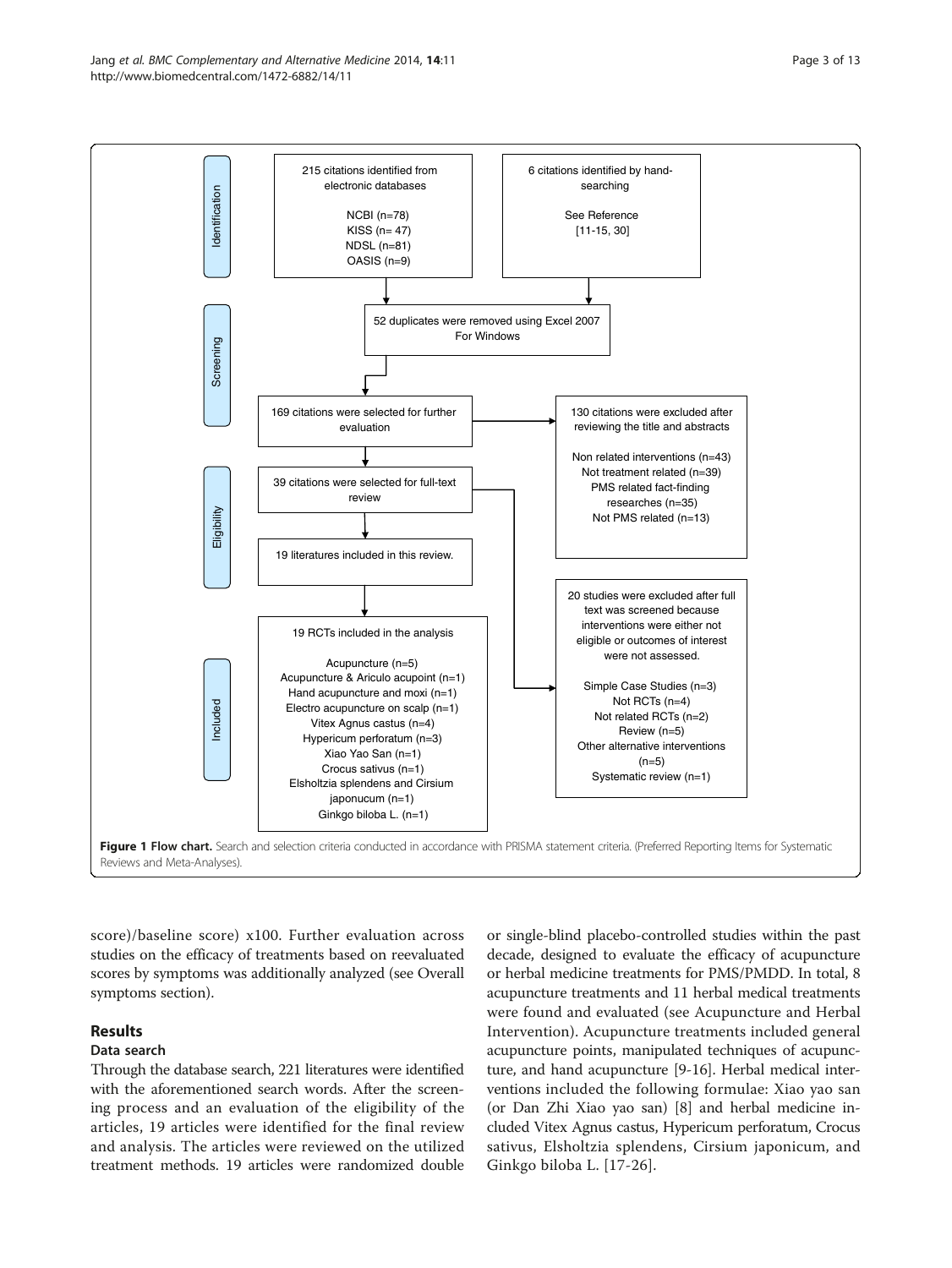| Stage | Box | Side box |
| --- | --- | --- |
| Identification | 215 citations identified from electronic databases<br>NCBI (n=78)<br>KISS (n= 47)<br>NDSL (n=81)<br>OASIS (n=9) | 6 citations identified by hand-searching<br>See Reference [11-15, 30] |
| Screening | 52 duplicates were removed using Excel 2007 For Windows | |
| | 169 citations were selected for further evaluation | 130 citations were excluded after reviewing the title and abstracts<br>Non related interventions (n=43)<br>Not treatment related (n=39)<br>PMS related fact-finding researches (n=35)<br>Not PMS related (n=13) |
| Eligibility | 39 citations were selected for full-text review | 20 studies were excluded after full text was screened because interventions were either not eligible or outcomes of interest were not assessed.<br>Simple Case Studies (n=3)<br>Not RCTs (n=4)<br>Not related RCTs (n=2)<br>Review (n=5)<br>Other alternative interventions (n=5)<br>Systematic review (n=1) |
| | 19 literatures included in this review. | |
| Included | 19 RCTs included in the analysis<br>Acupuncture (n=5)<br>Acupuncture & Ariculo acupoint (n=1)<br>Hand acupuncture and moxi (n=1)<br>Electro acupuncture on scalp (n=1)<br>Vitex Agnus castus (n=4)<br>Hypericum perforatum (n=3)<br>Xiao Yao San (n=1)<br>Crocus sativus (n=1)<br>Elsholtzia splendens and Cirsium japonucum (n=1)<br>Ginkgo biloba L. (n=1) | |

**Figure 1 Flow chart.** Search and selection criteria conducted in accordance with PRISMA statement criteria. (Preferred Reporting Items for Systematic Reviews and Meta-Analyses).

score)/baseline score) x100. Further evaluation across studies on the efficacy of treatments based on reevaluated scores by symptoms was additionally analyzed (see Overall symptoms section).

## Results

### Data search

Through the database search, 221 literatures were identified with the aforementioned search words. After the screening process and an evaluation of the eligibility of the articles, 19 articles were identified for the final review and analysis. The articles were reviewed on the utilized treatment methods. 19 articles were randomized double or single-blind placebo-controlled studies within the past decade, designed to evaluate the efficacy of acupuncture or herbal medicine treatments for PMS/PMDD. In total, 8 acupuncture treatments and 11 herbal medical treatments were found and evaluated (see Acupuncture and Herbal Intervention). Acupuncture treatments included general acupuncture points, manipulated techniques of acupuncture, and hand acupuncture [9-16]. Herbal medical interventions included the following formulae: Xiao yao san (or Dan Zhi Xiao yao san) [8] and herbal medicine included Vitex Agnus castus, Hypericum perforatum, Crocus sativus, Elsholtzia splendens, Cirsium japonicum, and Ginkgo biloba L. [17-26].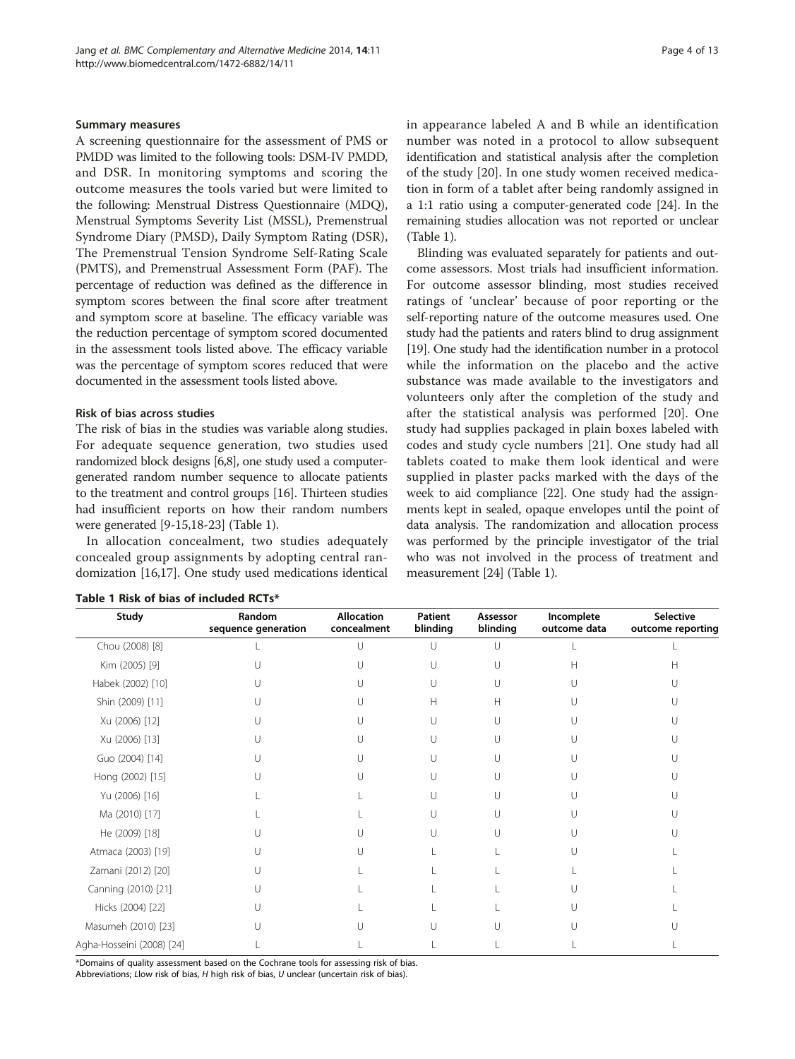#### Summary measures

A screening questionnaire for the assessment of PMS or PMDD was limited to the following tools: DSM-IV PMDD, and DSR. In monitoring symptoms and scoring the outcome measures the tools varied but were limited to the following: Menstrual Distress Questionnaire (MDQ), Menstrual Symptoms Severity List (MSSL), Premenstrual Syndrome Diary (PMSD), Daily Symptom Rating (DSR), The Premenstrual Tension Syndrome Self-Rating Scale (PMTS), and Premenstrual Assessment Form (PAF). The percentage of reduction was defined as the difference in symptom scores between the final score after treatment and symptom score at baseline. The efficacy variable was the reduction percentage of symptom scored documented in the assessment tools listed above. The efficacy variable was the percentage of symptom scores reduced that were documented in the assessment tools listed above.

#### Risk of bias across studies

The risk of bias in the studies was variable along studies. For adequate sequence generation, two studies used randomized block designs [6,8], one study used a computer-generated random number sequence to allocate patients to the treatment and control groups [16]. Thirteen studies had insufficient reports on how their random numbers were generated [9-15,18-23] (Table 1).

In allocation concealment, two studies adequately concealed group assignments by adopting central randomization [16,17]. One study used medications identical in appearance labeled A and B while an identification number was noted in a protocol to allow subsequent identification and statistical analysis after the completion of the study [20]. In one study women received medication in form of a tablet after being randomly assigned in a 1:1 ratio using a computer-generated code [24]. In the remaining studies allocation was not reported or unclear (Table 1).

Blinding was evaluated separately for patients and outcome assessors. Most trials had insufficient information. For outcome assessor blinding, most studies received ratings of 'unclear' because of poor reporting or the self-reporting nature of the outcome measures used. One study had the patients and raters blind to drug assignment [19]. One study had the identification number in a protocol while the information on the placebo and the active substance was made available to the investigators and volunteers only after the completion of the study and after the statistical analysis was performed [20]. One study had supplies packaged in plain boxes labeled with codes and study cycle numbers [21]. One study had all tablets coated to make them look identical and were supplied in plaster packs marked with the days of the week to aid compliance [22]. One study had the assignments kept in sealed, opaque envelopes until the point of data analysis. The randomization and allocation process was performed by the principle investigator of the trial who was not involved in the process of treatment and measurement [24] (Table 1).

**Table 1 Risk of bias of included RCTs***

| Study | Random sequence generation | Allocation concealment | Patient blinding | Assessor blinding | Incomplete outcome data | Selective outcome reporting |
|---|---|---|---|---|---|---|
| Chou (2008) [8] | L | U | U | U | L | L |
| Kim (2005) [9] | U | U | U | U | H | H |
| Habek (2002) [10] | U | U | U | U | U | U |
| Shin (2009) [11] | U | U | H | H | U | U |
| Xu (2006) [12] | U | U | U | U | U | U |
| Xu (2006) [13] | U | U | U | U | U | U |
| Guo (2004) [14] | U | U | U | U | U | U |
| Hong (2002) [15] | U | U | U | U | U | U |
| Yu (2006) [16] | L | L | U | U | U | U |
| Ma (2010) [17] | L | L | U | U | U | U |
| He (2009) [18] | U | U | U | U | U | U |
| Atmaca (2003) [19] | U | U | L | L | U | L |
| Zamani (2012) [20] | U | L | L | L | L | L |
| Canning (2010) [21] | U | L | L | L | U | L |
| Hicks (2004) [22] | U | L | L | L | U | L |
| Masumeh (2010) [23] | U | U | U | U | U | U |
| Agha-Hosseini (2008) [24] | L | L | L | L | L | L |

*Domains of quality assessment based on the Cochrane tools for assessing risk of bias.
Abbreviations; *L* low risk of bias, *H* high risk of bias, *U* unclear (uncertain risk of bias).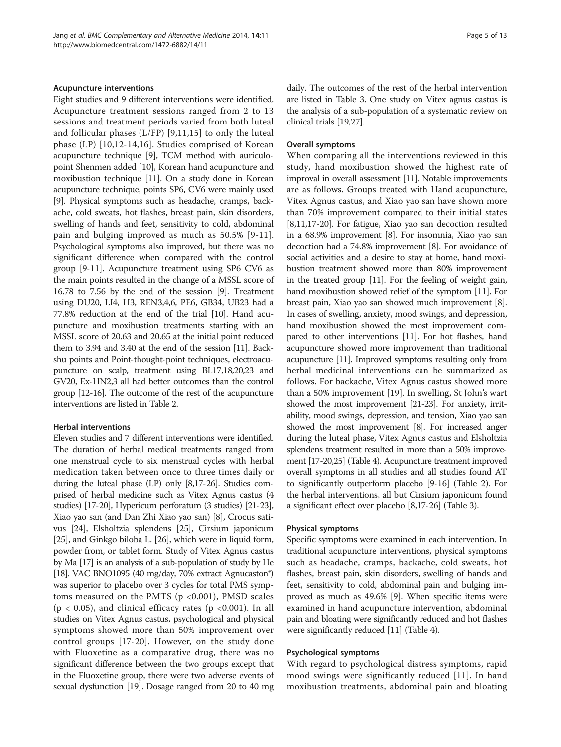#### Acupuncture interventions

Eight studies and 9 different interventions were identified. Acupuncture treatment sessions ranged from 2 to 13 sessions and treatment periods varied from both luteal and follicular phases (L/FP) [9,11,15] to only the luteal phase (LP) [10,12-14,16]. Studies comprised of Korean acupuncture technique [9], TCM method with auriculopoint Shenmen added [10], Korean hand acupuncture and moxibustion technique [11]. On a study done in Korean acupuncture technique, points SP6, CV6 were mainly used [9]. Physical symptoms such as headache, cramps, backache, cold sweats, hot flashes, breast pain, skin disorders, swelling of hands and feet, sensitivity to cold, abdominal pain and bulging improved as much as 50.5% [9-11]. Psychological symptoms also improved, but there was no significant difference when compared with the control group [9-11]. Acupuncture treatment using SP6 CV6 as the main points resulted in the change of a MSSL score of 16.78 to 7.56 by the end of the session [9]. Treatment using DU20, LI4, H3, REN3,4,6, PE6, GB34, UB23 had a 77.8% reduction at the end of the trial [10]. Hand acupuncture and moxibustion treatments starting with an MSSL score of 20.63 and 20.65 at the initial point reduced them to 3.94 and 3.40 at the end of the session [11]. Back-shu points and Point-thought-point techniques, electroacupuncture on scalp, treatment using BL17,18,20,23 and GV20, Ex-HN2,3 all had better outcomes than the control group [12-16]. The outcome of the rest of the acupuncture interventions are listed in Table 2.

#### Herbal interventions

Eleven studies and 7 different interventions were identified. The duration of herbal medical treatments ranged from one menstrual cycle to six menstrual cycles with herbal medication taken between once to three times daily or during the luteal phase (LP) only [8,17-26]. Studies comprised of herbal medicine such as Vitex Agnus castus (4 studies) [17-20], Hypericum perforatum (3 studies) [21-23], Xiao yao san (and Dan Zhi Xiao yao san) [8], Crocus sativus [24], Elsholtzia splendens [25], Cirsium japonicum [25], and Ginkgo biloba L. [26], which were in liquid form, powder from, or tablet form. Study of Vitex Agnus castus by Ma [17] is an analysis of a sub-population of study by He [18]. VAC BNO1095 (40 mg/day, 70% extract Agnucaston®) was superior to placebo over 3 cycles for total PMS symptoms measured on the PMTS ($p < 0.001$), PMSD scales ($p < 0.05$), and clinical efficacy rates ($p < 0.001$). In all studies on Vitex Agnus castus, psychological and physical symptoms showed more than 50% improvement over control groups [17-20]. However, on the study done with Fluoxetine as a comparative drug, there was no significant difference between the two groups except that in the Fluoxetine group, there were two adverse events of sexual dysfunction [19]. Dosage ranged from 20 to 40 mg daily. The outcomes of the rest of the herbal intervention are listed in Table 3. One study on Vitex agnus castus is the analysis of a sub-population of a systematic review on clinical trials [19,27].

#### Overall symptoms

When comparing all the interventions reviewed in this study, hand moxibustion showed the highest rate of improval in overall assessment [11]. Notable improvements are as follows. Groups treated with Hand acupuncture, Vitex Agnus castus, and Xiao yao san have shown more than 70% improvement compared to their initial states [8,11,17-20]. For fatigue, Xiao yao san decoction resulted in a 68.9% improvement [8]. For insomnia, Xiao yao san decoction had a 74.8% improvement [8]. For avoidance of social activities and a desire to stay at home, hand moxibustion treatment showed more than 80% improvement in the treated group [11]. For the feeling of weight gain, hand moxibustion showed relief of the symptom [11]. For breast pain, Xiao yao san showed much improvement [8]. In cases of swelling, anxiety, mood swings, and depression, hand moxibustion showed the most improvement compared to other interventions [11]. For hot flashes, hand acupuncture showed more improvement than traditional acupuncture [11]. Improved symptoms resulting only from herbal medicinal interventions can be summarized as follows. For backache, Vitex Agnus castus showed more than a 50% improvement [19]. In swelling, St John's wart showed the most improvement [21-23]. For anxiety, irritability, mood swings, depression, and tension, Xiao yao san showed the most improvement [8]. For increased anger during the luteal phase, Vitex Agnus castus and Elsholtzia splendens treatment resulted in more than a 50% improvement [17-20,25] (Table 4). Acupuncture treatment improved overall symptoms in all studies and all studies found AT to significantly outperform placebo [9-16] (Table 2). For the herbal interventions, all but Cirsium japonicum found a significant effect over placebo [8,17-26] (Table 3).

#### Physical symptoms

Specific symptoms were examined in each intervention. In traditional acupuncture interventions, physical symptoms such as headache, cramps, backache, cold sweats, hot flashes, breast pain, skin disorders, swelling of hands and feet, sensitivity to cold, abdominal pain and bulging improved as much as 49.6% [9]. When specific items were examined in hand acupuncture intervention, abdominal pain and bloating were significantly reduced and hot flashes were significantly reduced [11] (Table 4).

#### Psychological symptoms

With regard to psychological distress symptoms, rapid mood swings were significantly reduced [11]. In hand moxibustion treatments, abdominal pain and bloating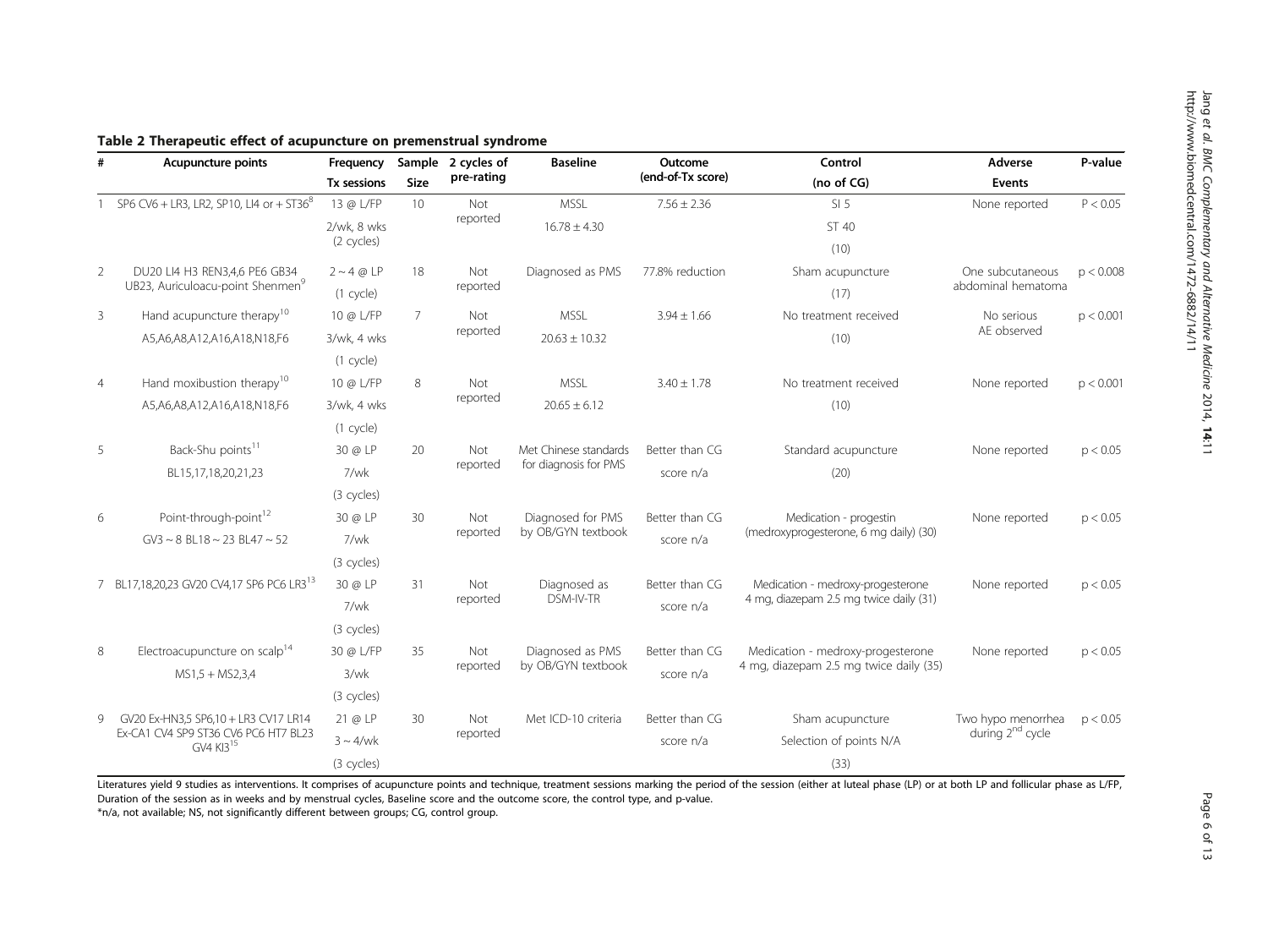**Table 2 Therapeutic effect of acupuncture on premenstrual syndrome**

| # | Acupuncture points | Frequency Tx sessions | Sample Size | 2 cycles of pre-rating | Baseline | Outcome (end-of-Tx score) | Control (no of CG) | Adverse Events | P-value |
|---|---|---|---|---|---|---|---|---|---|
| 1 | SP6 CV6 + LR3, LR2, SP10, LI4 or + ST36[8] | 13 @ L/FP 2/wk, 8 wks (2 cycles) | 10 | Not reported | MSSL 16.78 ± 4.30 | 7.56 ± 2.36 | SI 5 ST 40 (10) | None reported | P < 0.05 |
| 2 | DU20 LI4 H3 REN3,4,6 PE6 GB34 UB23, Auriculoacu-point Shenmen[9] | 2 ~ 4 @ LP (1 cycle) | 18 | Not reported | Diagnosed as PMS | 77.8% reduction | Sham acupuncture (17) | One subcutaneous abdominal hematoma | p < 0.008 |
| 3 | Hand acupuncture therapy[10] A5,A6,A8,A12,A16,A18,N18,F6 | 10 @ L/FP 3/wk, 4 wks (1 cycle) | 7 | Not reported | MSSL 20.63 ± 10.32 | 3.94 ± 1.66 | No treatment received (10) | No serious AE observed | p < 0.001 |
| 4 | Hand moxibustion therapy[10] A5,A6,A8,A12,A16,A18,N18,F6 | 10 @ L/FP 3/wk, 4 wks (1 cycle) | 8 | Not reported | MSSL 20.65 ± 6.12 | 3.40 ± 1.78 | No treatment received (10) | None reported | p < 0.001 |
| 5 | Back-Shu points[11] BL15,17,18,20,21,23 | 30 @ LP 7/wk (3 cycles) | 20 | Not reported | Met Chinese standards for diagnosis for PMS | Better than CG score n/a | Standard acupuncture (20) | None reported | p < 0.05 |
| 6 | Point-through-point[12] GV3 ~ 8 BL18 ~ 23 BL47 ~ 52 | 30 @ LP 7/wk (3 cycles) | 30 | Not reported | Diagnosed for PMS by OB/GYN textbook | Better than CG score n/a | Medication - progestin (medroxyprogesterone, 6 mg daily) (30) | None reported | p < 0.05 |
| 7 | BL17,18,20,23 GV20 CV4,17 SP6 PC6 LR3[13] | 30 @ LP 7/wk (3 cycles) | 31 | Not reported | Diagnosed as DSM-IV-TR | Better than CG score n/a | Medication - medroxy-progesterone 4 mg, diazepam 2.5 mg twice daily (31) | None reported | p < 0.05 |
| 8 | Electroacupuncture on scalp[14] MS1,5 + MS2,3,4 | 30 @ L/FP 3/wk (3 cycles) | 35 | Not reported | Diagnosed as PMS by OB/GYN textbook | Better than CG score n/a | Medication - medroxy-progesterone 4 mg, diazepam 2.5 mg twice daily (35) | None reported | p < 0.05 |
| 9 | GV20 Ex-HN3,5 SP6,10 + LR3 CV17 LR14 Ex-CA1 CV4 SP9 ST36 CV6 PC6 HT7 BL23 GV4 KI3[15] | 21 @ LP 3 ~ 4/wk (3 cycles) | 30 | Not reported | Met ICD-10 criteria | Better than CG score n/a | Sham acupuncture Selection of points N/A (33) | Two hypo menorrhea during 2nd cycle | p < 0.05 |

Literatures yield 9 studies as interventions. It comprises of acupuncture points and technique, treatment sessions marking the period of the session (either at luteal phase (LP) or at both LP and follicular phase as L/FP, Duration of the session as in weeks and by menstrual cycles, Baseline score and the outcome score, the control type, and p-value.
*n/a, not available; NS, not significantly different between groups; CG, control group.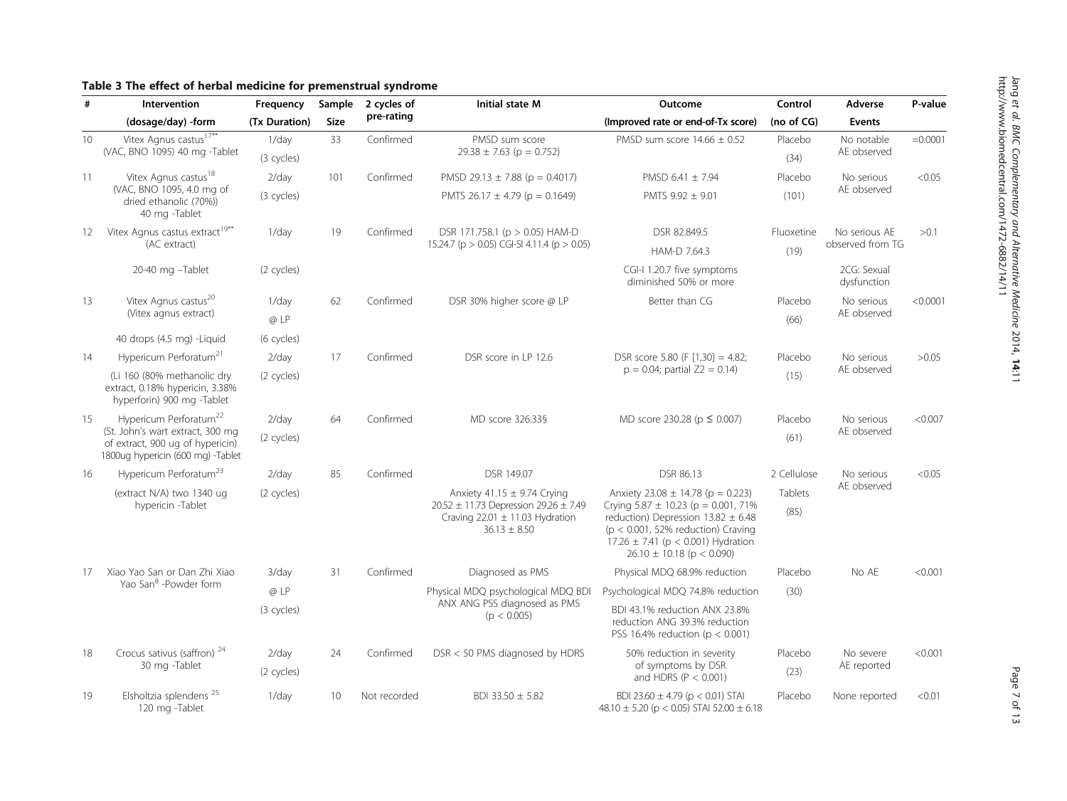**Table 3 The effect of herbal medicine for premenstrual syndrome**

| # | Intervention (dosage/day) -form | Frequency (Tx Duration) | Sample Size | 2 cycles of pre-rating | Initial state M | Outcome (Improved rate or end-of-Tx score) | Control (no of CG) | Adverse Events | P-value |
|---|---|---|---|---|---|---|---|---|---|
| 10 | Vitex Agnus castus[17**] (VAC, BNO 1095) 40 mg -Tablet | 1/day (3 cycles) | 33 | Confirmed | PMSD sum score 29.38 ± 7.63 ($p = 0.752$) | PMSD sum score 14.66 ± 0.52 | Placebo (34) | No notable AE observed | =0.0001 |
| 11 | Vitex Agnus castus[18] (VAC, BNO 1095, 4.0 mg of dried ethanolic (70%)) 40 mg -Tablet | 2/day (3 cycles) | 101 | Confirmed | PMSD 29.13 ± 7.88 ($p = 0.4017$) PMTS 26.17 ± 4.79 ($p = 0.1649$) | PMSD 6.41 ± 7.94 PMTS 9.92 ± 9.01 | Placebo (101) | No serious AE observed | <0.05 |
| 12 | Vitex Agnus castus extract[19**] (AC extract) 20-40 mg –Tablet | 1/day (2 cycles) | 19 | Confirmed | DSR 171.758.1 ($p > 0.05$) HAM-D 15.24.7 ($p > 0.05$) CGI-SI 4.11.4 ($p > 0.05$) | DSR 82.849.5 HAM-D 7.64.3 CGI-I 1.20.7 five symptoms diminished 50% or more | Fluoxetine (19) | No serious AE observed from TG 2CG: Sexual dysfunction | >0.1 |
| 13 | Vitex Agnus castus[20] (Vitex agnus extract) 40 drops (4.5 mg) -Liquid | 1/day @ LP (6 cycles) | 62 | Confirmed | DSR 30% higher score @ LP | Better than CG | Placebo (66) | No serious AE observed | <0.0001 |
| 14 | Hypericum Perforatum[21] (Li 160 (80% methanolic dry extract, 0.18% hypericin, 3.38% hyperforin) 900 mg -Tablet | 2/day (2 cycles) | 17 | Confirmed | DSR score in LP 12.6 | DSR score 5.80 ($F [1,30] = 4.82$; $p = 0.04$; partial $Z2 = 0.14$) | Placebo (15) | No serious AE observed | >0.05 |
| 15 | Hypericum Perforatum[22] (St. John's wart extract, 300 mg of extract, 900 ug of hypericin) 1800ug hypericin (600 mg) -Tablet | 2/day (2 cycles) | 64 | Confirmed | MD score 326.33§ | MD score 230.28 ($p \leq 0.007$) | Placebo (61) | No serious AE observed | <0.007 |
| 16 | Hypericum Perforatum[23] (extract N/A) two 1340 ug hypericin -Tablet | 2/day (2 cycles) | 85 | Confirmed | DSR 149.07 Anxiety 41.15 ± 9.74 Crying 20.52 ± 11.73 Depression 29.26 ± 7.49 Craving 22.01 ± 11.03 Hydration 36.13 ± 8.50 | DSR 86.13 Anxiety 23.08 ± 14.78 ($p = 0.223$) Crying 5.87 ± 10.23 ($p = 0.001$, 71% reduction) Depression 13.82 ± 6.48 ($p < 0.001$, 52% reduction) Craving 17.26 ± 7.41 ($p < 0.001$) Hydration 26.10 ± 10.18 ($p < 0.090$) | 2 Cellulose Tablets (85) | No serious AE observed | <0.05 |
| 17 | Xiao Yao San or Dan Zhi Xiao Yao San[8] -Powder form | 3/day @ LP (3 cycles) | 31 | Confirmed | Diagnosed as PMS Physical MDQ psychological MDQ BDI ANX ANG PSS diagnosed as PMS ($p < 0.005$) | Physical MDQ 68.9% reduction Psychological MDQ 74.8% reduction BDI 43.1% reduction ANX 23.8% reduction ANG 39.3% reduction PSS 16.4% reduction ($p < 0.001$) | Placebo (30) | No AE | <0.001 |
| 18 | Crocus sativus (saffron)[24] 30 mg -Tablet | 2/day (2 cycles) | 24 | Confirmed | DSR < 50 PMS diagnosed by HDRS | 50% reduction in severity of symptoms by DSR and HDRS ($P < 0.001$) | Placebo (23) | No severe AE reported | <0.001 |
| 19 | Elsholtzia splendens[25] 120 mg -Tablet | 1/day | 10 | Not recorded | BDI 33.50 ± 5.82 | BDI 23.60 ± 4.79 ($p < 0.01$) STAI 48.10 ± 5.20 ($p < 0.05$) STAI 52.00 ± 6.18 | Placebo | None reported | <0.01 |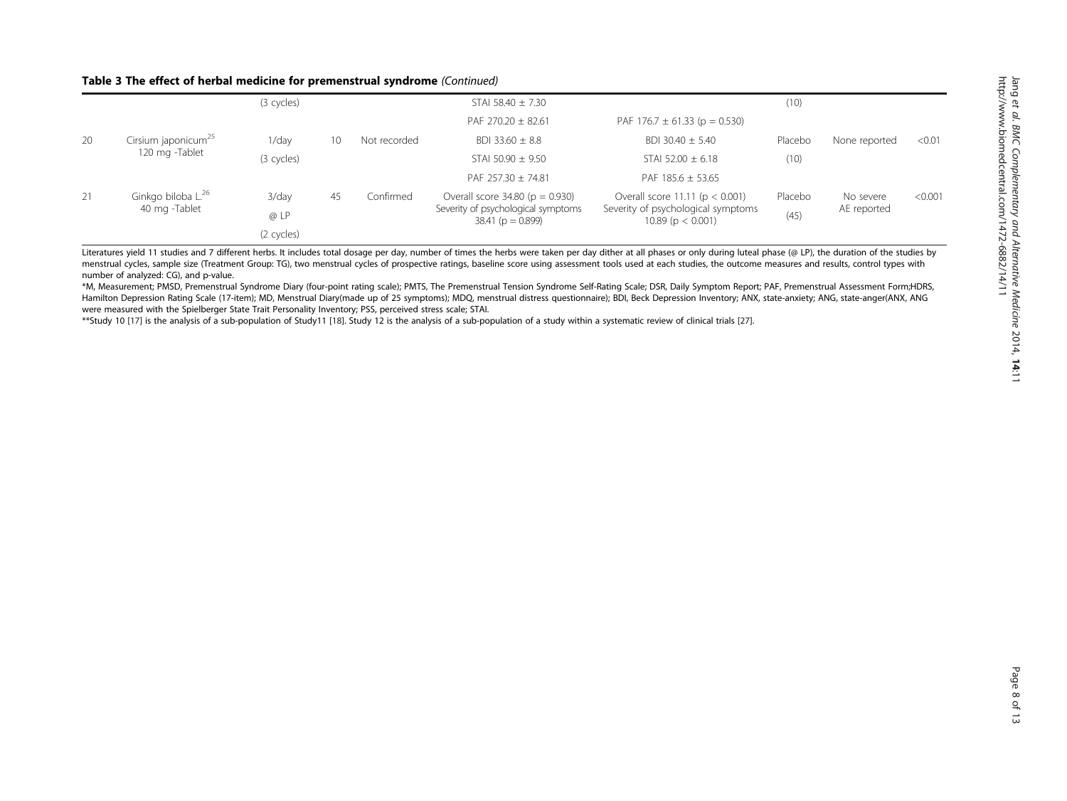**Table 3 The effect of herbal medicine for premenstrual syndrome** *(Continued)*

| | | | | | | | | | |
|---|---|---|---|---|---|---|---|---|---|
| | | (3 cycles) | | | STAI 58.40 ± 7.30 | | (10) | | |
| | | | | | PAF 270.20 ± 82.61 | PAF 176.7 ± 61.33 (p = 0.530) | | | |
| 20 | Cirsium japonicum[25] 120 mg -Tablet | 1/day | 10 | Not recorded | BDI 33.60 ± 8.8 | BDI 30.40 ± 5.40 | Placebo | None reported | <0.01 |
| | | (3 cycles) | | | STAI 50.90 ± 9.50 | STAI 52.00 ± 6.18 | (10) | | |
| | | | | | PAF 257.30 ± 74.81 | PAF 185.6 ± 53.65 | | | |
| 21 | Ginkgo biloba L.[26] 40 mg -Tablet | 3/day | 45 | Confirmed | Overall score 34.80 (p = 0.930) | Overall score 11.11 (p < 0.001) | Placebo | No severe AE reported | <0.001 |
| | | @ LP | | | Severity of psychological symptoms 38.41 (p = 0.899) | Severity of psychological symptoms 10.89 (p < 0.001) | (45) | | |
| | | (2 cycles) | | | | | | | |

Literatures yield 11 studies and 7 different herbs. It includes total dosage per day, number of times the herbs were taken per day dither at all phases or only during luteal phase (@ LP), the duration of the studies by menstrual cycles, sample size (Treatment Group: TG), two menstrual cycles of prospective ratings, baseline score using assessment tools used at each studies, the outcome measures and results, control types with number of analyzed: CG), and p-value.

*M, Measurement; PMSD, Premenstrual Syndrome Diary (four-point rating scale); PMTS, The Premenstrual Tension Syndrome Self-Rating Scale; DSR, Daily Symptom Report; PAF, Premenstrual Assessment Form;HDRS, Hamilton Depression Rating Scale (17-item); MD, Menstrual Diary(made up of 25 symptoms); MDQ, menstrual distress questionnaire); BDI, Beck Depression Inventory; ANX, state-anxiety; ANG, state-anger(ANX, ANG were measured with the Spielberger State Trait Personality Inventory; PSS, perceived stress scale; STAI.

**Study 10 [17] is the analysis of a sub-population of Study11 [18]. Study 12 is the analysis of a sub-population of a study within a systematic review of clinical trials [27].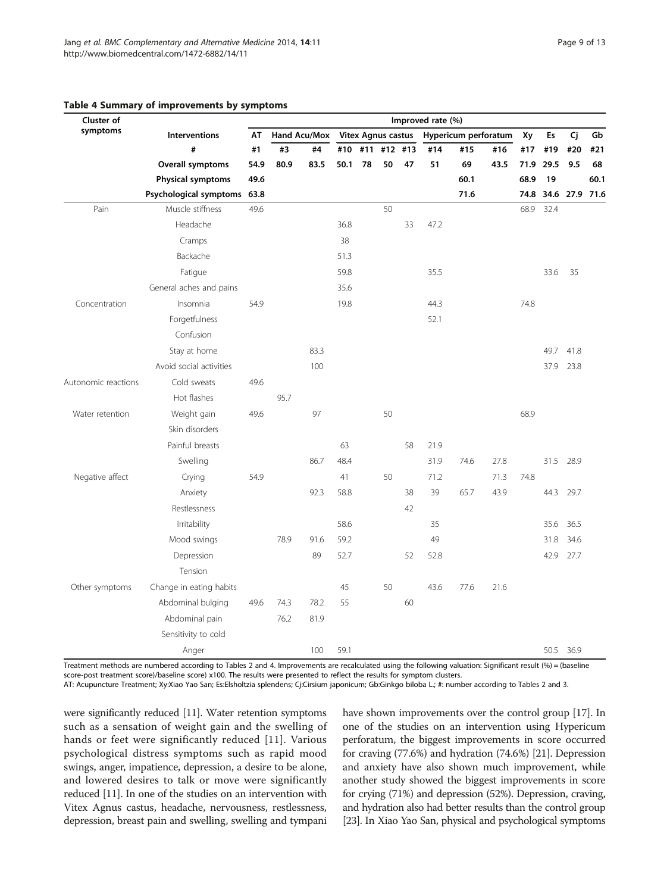**Table 4 Summary of improvements by symptoms**

| Cluster of symptoms | | Improved rate (%) | | | | | | | | | | | | | |
|---|---|---|---|---|---|---|---|---|---|---|---|---|---|---|---|
| | **Interventions** | **AT** | **Hand Acu/Mox** | | **Vitex Agnus castus** | | | | **Hypericum perforatum** | | | **Xy** | **Es** | **Cj** | **Gb** |
| | **#** | **#1** | **#3** | **#4** | **#10** | **#11** | **#12** | **#13** | **#14** | **#15** | **#16** | **#17** | **#19** | **#20** | **#21** |
| | **Overall symptoms** | **54.9** | **80.9** | **83.5** | **50.1** | **78** | **50** | **47** | **51** | **69** | **43.5** | **71.9** | **29.5** | **9.5** | **68** |
| | **Physical symptoms** | **49.6** | | | | | | | | **60.1** | | **68.9** | **19** | | **60.1** |
| | **Psychological symptoms** | **63.8** | | | | | | | | **71.6** | | **74.8** | **34.6** | **27.9** | **71.6** |
| Pain | Muscle stiffness | 49.6 | | | | | 50 | | | | | 68.9 | 32.4 | | |
| | Headache | | | | 36.8 | | | 33 | 47.2 | | | | | | |
| | Cramps | | | | 38 | | | | | | | | | | |
| | Backache | | | | 51.3 | | | | | | | | | | |
| | Fatigue | | | | 59.8 | | | | 35.5 | | | | 33.6 | 35 | |
| | General aches and pains | | | | 35.6 | | | | | | | | | | |
| Concentration | Insomnia | 54.9 | | | 19.8 | | | | 44.3 | | | 74.8 | | | |
| | Forgetfulness | | | | | | | | 52.1 | | | | | | |
| | Confusion | | | | | | | | | | | | | | |
| | Stay at home | | | 83.3 | | | | | | | | | 49.7 | 41.8 | |
| | Avoid social activities | | | 100 | | | | | | | | | 37.9 | 23.8 | |
| Autonomic reactions | Cold sweats | 49.6 | | | | | | | | | | | | | |
| | Hot flashes | | 95.7 | | | | | | | | | | | | |
| Water retention | Weight gain | 49.6 | | 97 | | | 50 | | | | | 68.9 | | | |
| | Skin disorders | | | | | | | | | | | | | | |
| | Painful breasts | | | | 63 | | | 58 | 21.9 | | | | | | |
| | Swelling | | | 86.7 | 48.4 | | | | 31.9 | 74.6 | 27.8 | | 31.5 | 28.9 | |
| Negative affect | Crying | 54.9 | | | 41 | | 50 | | 71.2 | | 71.3 | 74.8 | | | |
| | Anxiety | | | 92.3 | 58.8 | | | 38 | 39 | 65.7 | 43.9 | | 44.3 | 29.7 | |
| | Restlessness | | | | | | | 42 | | | | | | | |
| | Irritability | | | | 58.6 | | | | 35 | | | | 35.6 | 36.5 | |
| | Mood swings | | 78.9 | 91.6 | 59.2 | | | | 49 | | | | 31.8 | 34.6 | |
| | Depression | | | 89 | 52.7 | | | 52 | 52.8 | | | | 42.9 | 27.7 | |
| | Tension | | | | | | | | | | | | | | |
| Other symptoms | Change in eating habits | | | | 45 | | 50 | | 43.6 | 77.6 | 21.6 | | | | |
| | Abdominal bulging | 49.6 | 74.3 | 78.2 | 55 | | | 60 | | | | | | | |
| | Abdominal pain | | 76.2 | 81.9 | | | | | | | | | | | |
| | Sensitivity to cold | | | | | | | | | | | | | | |
| | Anger | | | 100 | 59.1 | | | | | | | | 50.5 | 36.9 | |

Treatment methods are numbered according to Tables 2 and 4. Improvements are recalculated using the following valuation: Significant result (%) = (baseline score-post treatment score)/baseline score) x100. The results were presented to reflect the results for symptom clusters.
AT: Acupuncture Treatment; Xy:Xiao Yao San; Es:Elsholtzia splendens; Cj:Cirsium japonicum; Gb:Ginkgo biloba L.; #: number according to Tables 2 and 3.

were significantly reduced [11]. Water retention symptoms such as a sensation of weight gain and the swelling of hands or feet were significantly reduced [11]. Various psychological distress symptoms such as rapid mood swings, anger, impatience, depression, a desire to be alone, and lowered desires to talk or move were significantly reduced [11]. In one of the studies on an intervention with Vitex Agnus castus, headache, nervousness, restlessness, depression, breast pain and swelling, swelling and tympani have shown improvements over the control group [17]. In one of the studies on an intervention using Hypericum perforatum, the biggest improvements in score occurred for craving (77.6%) and hydration (74.6%) [21]. Depression and anxiety have also shown much improvement, while another study showed the biggest improvements in score for crying (71%) and depression (52%). Depression, craving, and hydration also had better results than the control group [23]. In Xiao Yao San, physical and psychological symptoms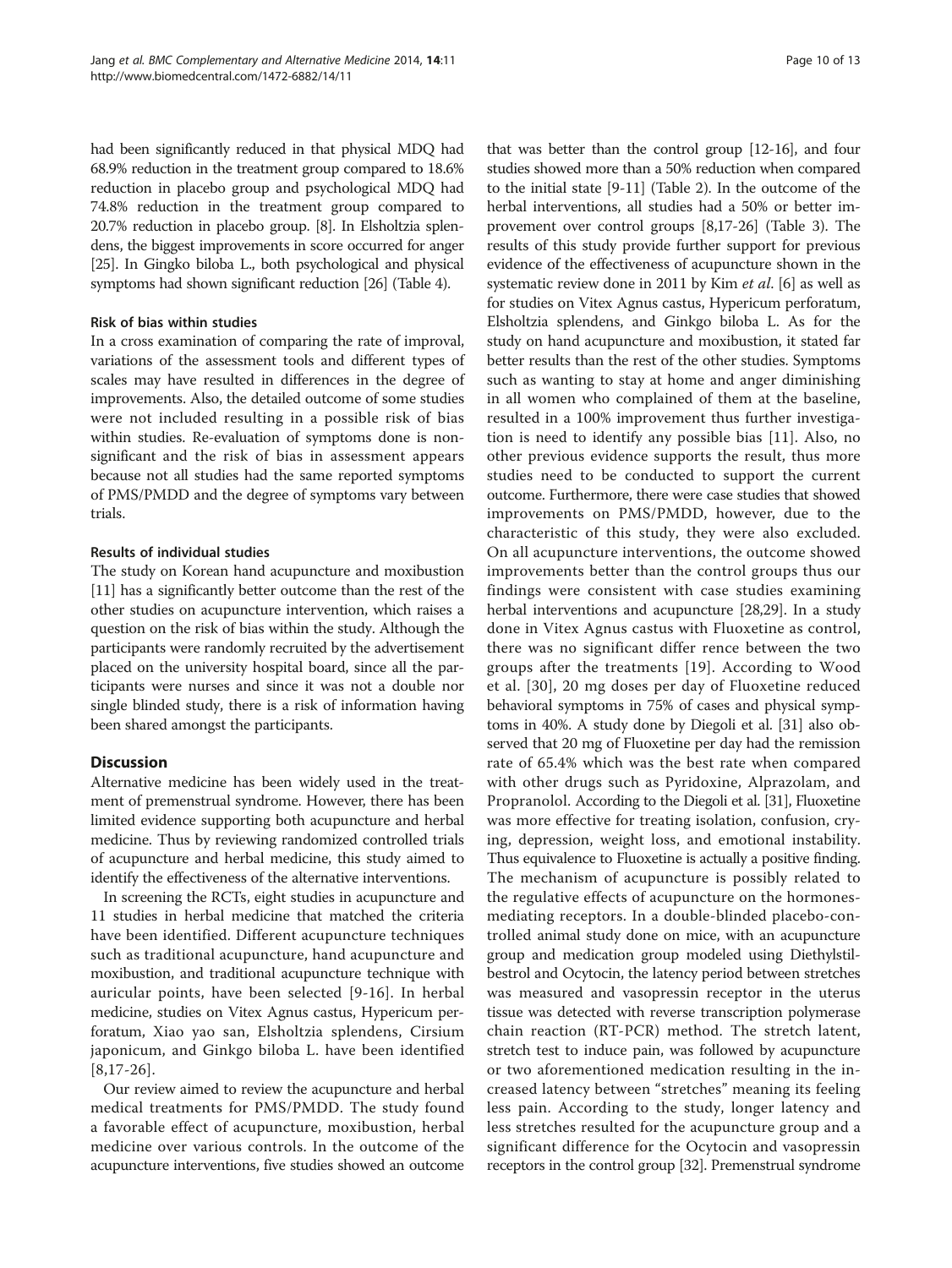had been significantly reduced in that physical MDQ had 68.9% reduction in the treatment group compared to 18.6% reduction in placebo group and psychological MDQ had 74.8% reduction in the treatment group compared to 20.7% reduction in placebo group. [8]. In Elsholtzia splendens, the biggest improvements in score occurred for anger [25]. In Gingko biloba L., both psychological and physical symptoms had shown significant reduction [26] (Table 4).

#### Risk of bias within studies

In a cross examination of comparing the rate of improval, variations of the assessment tools and different types of scales may have resulted in differences in the degree of improvements. Also, the detailed outcome of some studies were not included resulting in a possible risk of bias within studies. Re-evaluation of symptoms done is non-significant and the risk of bias in assessment appears because not all studies had the same reported symptoms of PMS/PMDD and the degree of symptoms vary between trials.

#### Results of individual studies

The study on Korean hand acupuncture and moxibustion [11] has a significantly better outcome than the rest of the other studies on acupuncture intervention, which raises a question on the risk of bias within the study. Although the participants were randomly recruited by the advertisement placed on the university hospital board, since all the participants were nurses and since it was not a double nor single blinded study, there is a risk of information having been shared amongst the participants.

## Discussion

Alternative medicine has been widely used in the treatment of premenstrual syndrome. However, there has been limited evidence supporting both acupuncture and herbal medicine. Thus by reviewing randomized controlled trials of acupuncture and herbal medicine, this study aimed to identify the effectiveness of the alternative interventions.

In screening the RCTs, eight studies in acupuncture and 11 studies in herbal medicine that matched the criteria have been identified. Different acupuncture techniques such as traditional acupuncture, hand acupuncture and moxibustion, and traditional acupuncture technique with auricular points, have been selected [9-16]. In herbal medicine, studies on Vitex Agnus castus, Hypericum perforatum, Xiao yao san, Elsholtzia splendens, Cirsium japonicum, and Ginkgo biloba L. have been identified [8,17-26].

Our review aimed to review the acupuncture and herbal medical treatments for PMS/PMDD. The study found a favorable effect of acupuncture, moxibustion, herbal medicine over various controls. In the outcome of the acupuncture interventions, five studies showed an outcome that was better than the control group [12-16], and four studies showed more than a 50% reduction when compared to the initial state [9-11] (Table 2). In the outcome of the herbal interventions, all studies had a 50% or better improvement over control groups [8,17-26] (Table 3). The results of this study provide further support for previous evidence of the effectiveness of acupuncture shown in the systematic review done in 2011 by Kim *et al*. [6] as well as for studies on Vitex Agnus castus, Hypericum perforatum, Elsholtzia splendens, and Ginkgo biloba L. As for the study on hand acupuncture and moxibustion, it stated far better results than the rest of the other studies. Symptoms such as wanting to stay at home and anger diminishing in all women who complained of them at the baseline, resulted in a 100% improvement thus further investigation is need to identify any possible bias [11]. Also, no other previous evidence supports the result, thus more studies need to be conducted to support the current outcome. Furthermore, there were case studies that showed improvements on PMS/PMDD, however, due to the characteristic of this study, they were also excluded. On all acupuncture interventions, the outcome showed improvements better than the control groups thus our findings were consistent with case studies examining herbal interventions and acupuncture [28,29]. In a study done in Vitex Agnus castus with Fluoxetine as control, there was no significant differ rence between the two groups after the treatments [19]. According to Wood et al. [30], 20 mg doses per day of Fluoxetine reduced behavioral symptoms in 75% of cases and physical symptoms in 40%. A study done by Diegoli et al. [31] also observed that 20 mg of Fluoxetine per day had the remission rate of 65.4% which was the best rate when compared with other drugs such as Pyridoxine, Alprazolam, and Propranolol. According to the Diegoli et al. [31], Fluoxetine was more effective for treating isolation, confusion, crying, depression, weight loss, and emotional instability. Thus equivalence to Fluoxetine is actually a positive finding. The mechanism of acupuncture is possibly related to the regulative effects of acupuncture on the hormones-mediating receptors. In a double-blinded placebo-controlled animal study done on mice, with an acupuncture group and medication group modeled using Diethylstilbestrol and Ocytocin, the latency period between stretches was measured and vasopressin receptor in the uterus tissue was detected with reverse transcription polymerase chain reaction (RT-PCR) method. The stretch latent, stretch test to induce pain, was followed by acupuncture or two aforementioned medication resulting in the increased latency between "stretches" meaning its feeling less pain. According to the study, longer latency and less stretches resulted for the acupuncture group and a significant difference for the Ocytocin and vasopressin receptors in the control group [32]. Premenstrual syndrome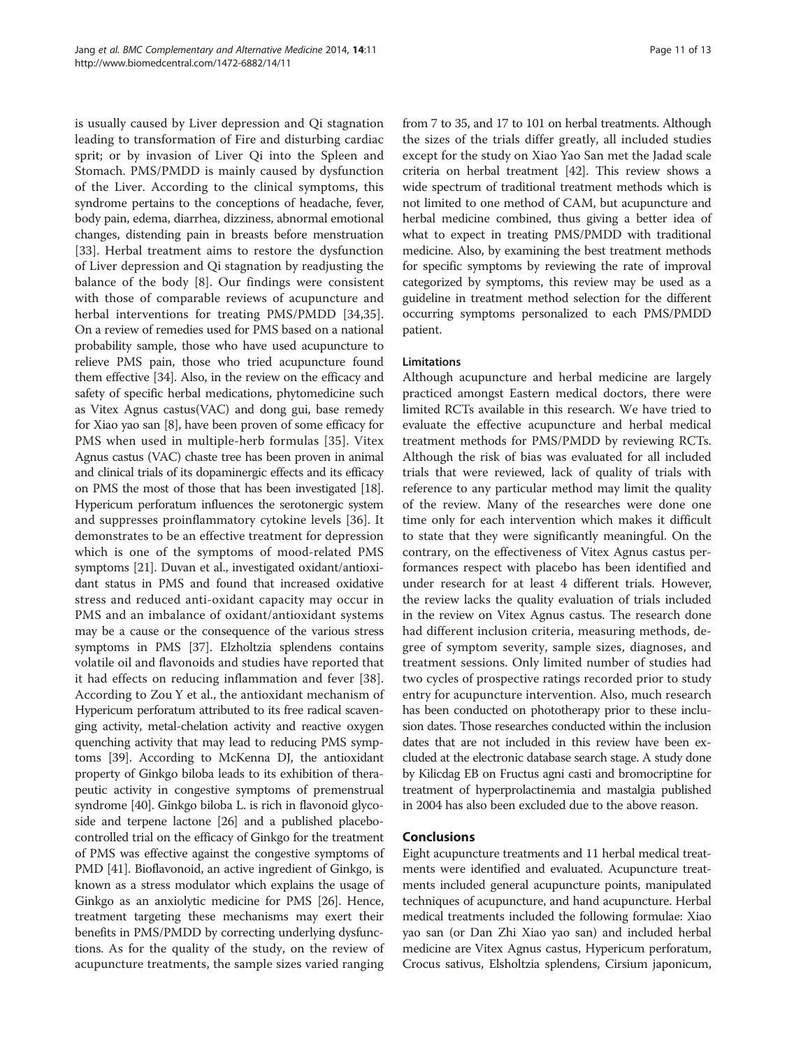is usually caused by Liver depression and Qi stagnation leading to transformation of Fire and disturbing cardiac sprit; or by invasion of Liver Qi into the Spleen and Stomach. PMS/PMDD is mainly caused by dysfunction of the Liver. According to the clinical symptoms, this syndrome pertains to the conceptions of headache, fever, body pain, edema, diarrhea, dizziness, abnormal emotional changes, distending pain in breasts before menstruation [33]. Herbal treatment aims to restore the dysfunction of Liver depression and Qi stagnation by readjusting the balance of the body [8]. Our findings were consistent with those of comparable reviews of acupuncture and herbal interventions for treating PMS/PMDD [34,35]. On a review of remedies used for PMS based on a national probability sample, those who have used acupuncture to relieve PMS pain, those who tried acupuncture found them effective [34]. Also, in the review on the efficacy and safety of specific herbal medications, phytomedicine such as Vitex Agnus castus(VAC) and dong gui, base remedy for Xiao yao san [8], have been proven of some efficacy for PMS when used in multiple-herb formulas [35]. Vitex Agnus castus (VAC) chaste tree has been proven in animal and clinical trials of its dopaminergic effects and its efficacy on PMS the most of those that has been investigated [18]. Hypericum perforatum influences the serotonergic system and suppresses proinflammatory cytokine levels [36]. It demonstrates to be an effective treatment for depression which is one of the symptoms of mood-related PMS symptoms [21]. Duvan et al., investigated oxidant/antioxidant status in PMS and found that increased oxidative stress and reduced anti-oxidant capacity may occur in PMS and an imbalance of oxidant/antioxidant systems may be a cause or the consequence of the various stress symptoms in PMS [37]. Elzholtzia splendens contains volatile oil and flavonoids and studies have reported that it had effects on reducing inflammation and fever [38]. According to Zou Y et al., the antioxidant mechanism of Hypericum perforatum attributed to its free radical scavenging activity, metal-chelation activity and reactive oxygen quenching activity that may lead to reducing PMS symptoms [39]. According to McKenna DJ, the antioxidant property of Ginkgo biloba leads to its exhibition of therapeutic activity in congestive symptoms of premenstrual syndrome [40]. Ginkgo biloba L. is rich in flavonoid glycoside and terpene lactone [26] and a published placebo-controlled trial on the efficacy of Ginkgo for the treatment of PMS was effective against the congestive symptoms of PMD [41]. Bioflavonoid, an active ingredient of Ginkgo, is known as a stress modulator which explains the usage of Ginkgo as an anxiolytic medicine for PMS [26]. Hence, treatment targeting these mechanisms may exert their benefits in PMS/PMDD by correcting underlying dysfunctions. As for the quality of the study, on the review of acupuncture treatments, the sample sizes varied ranging from 7 to 35, and 17 to 101 on herbal treatments. Although the sizes of the trials differ greatly, all included studies except for the study on Xiao Yao San met the Jadad scale criteria on herbal treatment [42]. This review shows a wide spectrum of traditional treatment methods which is not limited to one method of CAM, but acupuncture and herbal medicine combined, thus giving a better idea of what to expect in treating PMS/PMDD with traditional medicine. Also, by examining the best treatment methods for specific symptoms by reviewing the rate of improval categorized by symptoms, this review may be used as a guideline in treatment method selection for the different occurring symptoms personalized to each PMS/PMDD patient.

### Limitations

Although acupuncture and herbal medicine are largely practiced amongst Eastern medical doctors, there were limited RCTs available in this research. We have tried to evaluate the effective acupuncture and herbal medical treatment methods for PMS/PMDD by reviewing RCTs. Although the risk of bias was evaluated for all included trials that were reviewed, lack of quality of trials with reference to any particular method may limit the quality of the review. Many of the researches were done one time only for each intervention which makes it difficult to state that they were significantly meaningful. On the contrary, on the effectiveness of Vitex Agnus castus performances respect with placebo has been identified and under research for at least 4 different trials. However, the review lacks the quality evaluation of trials included in the review on Vitex Agnus castus. The research done had different inclusion criteria, measuring methods, degree of symptom severity, sample sizes, diagnoses, and treatment sessions. Only limited number of studies had two cycles of prospective ratings recorded prior to study entry for acupuncture intervention. Also, much research has been conducted on phototherapy prior to these inclusion dates. Those researches conducted within the inclusion dates that are not included in this review have been excluded at the electronic database search stage. A study done by Kilicdag EB on Fructus agni casti and bromocriptine for treatment of hyperprolactinemia and mastalgia published in 2004 has also been excluded due to the above reason.

## Conclusions

Eight acupuncture treatments and 11 herbal medical treatments were identified and evaluated. Acupuncture treatments included general acupuncture points, manipulated techniques of acupuncture, and hand acupuncture. Herbal medical treatments included the following formulae: Xiao yao san (or Dan Zhi Xiao yao san) and included herbal medicine are Vitex Agnus castus, Hypericum perforatum, Crocus sativus, Elsholtzia splendens, Cirsium japonicum,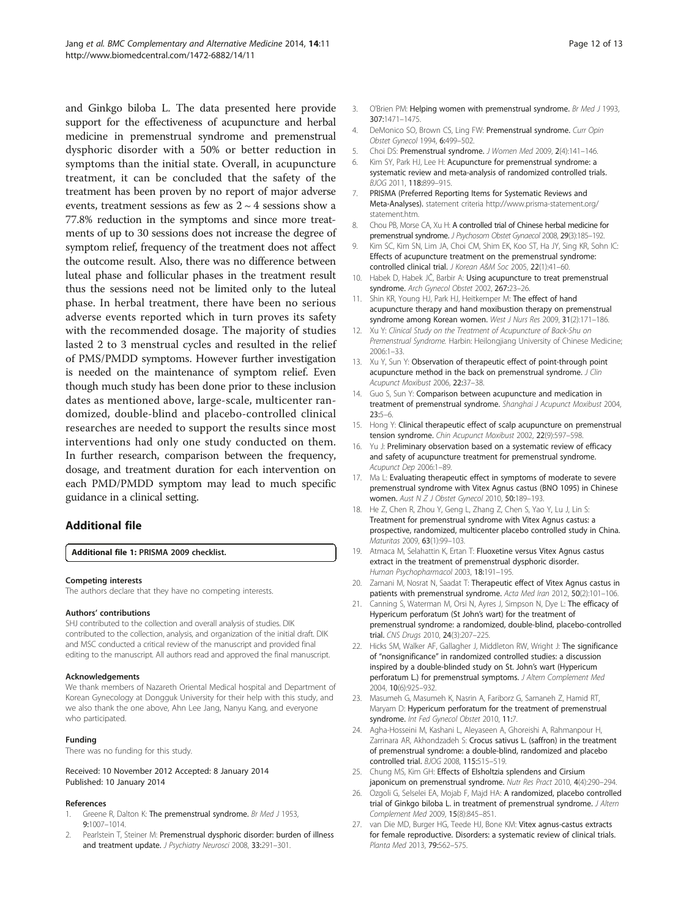and Ginkgo biloba L. The data presented here provide support for the effectiveness of acupuncture and herbal medicine in premenstrual syndrome and premenstrual dysphoric disorder with a 50% or better reduction in symptoms than the initial state. Overall, in acupuncture treatment, it can be concluded that the safety of the treatment has been proven by no report of major adverse events, treatment sessions as few as $2 \sim 4$ sessions show a 77.8% reduction in the symptoms and since more treatments of up to 30 sessions does not increase the degree of symptom relief, frequency of the treatment does not affect the outcome result. Also, there was no difference between luteal phase and follicular phases in the treatment result thus the sessions need not be limited only to the luteal phase. In herbal treatment, there have been no serious adverse events reported which in turn proves its safety with the recommended dosage. The majority of studies lasted 2 to 3 menstrual cycles and resulted in the relief of PMS/PMDD symptoms. However further investigation is needed on the maintenance of symptom relief. Even though much study has been done prior to these inclusion dates as mentioned above, large-scale, multicenter randomized, double-blind and placebo-controlled clinical researches are needed to support the results since most interventions had only one study conducted on them. In further research, comparison between the frequency, dosage, and treatment duration for each intervention on each PMD/PMDD symptom may lead to much specific guidance in a clinical setting.

## Additional file

**Additional file 1: PRISMA 2009 checklist.**

#### Competing interests

The authors declare that they have no competing interests.

#### Authors' contributions

SHJ contributed to the collection and overall analysis of studies. DIK contributed to the collection, analysis, and organization of the initial draft. DIK and MSC conducted a critical review of the manuscript and provided final editing to the manuscript. All authors read and approved the final manuscript.

#### Acknowledgements

We thank members of Nazareth Oriental Medical hospital and Department of Korean Gynecology at Dongguk University for their help with this study, and we also thank the one above, Ahn Lee Jang, Nanyu Kang, and everyone who participated.

#### Funding

There was no funding for this study.

Received: 10 November 2012 Accepted: 8 January 2014
Published: 10 January 2014

#### References

1. Greene R, Dalton K: **The premenstrual syndrome.** *Br Med J* 1953, **9:**1007–1014.
2. Pearlstein T, Steiner M: **Premenstrual dysphoric disorder: burden of illness and treatment update.** *J Psychiatry Neurosci* 2008, **33:**291–301.
3. O'Brien PM: **Helping women with premenstrual syndrome.** *Br Med J* 1993, **307:**1471–1475.
4. DeMonico SO, Brown CS, Ling FW: **Premenstrual syndrome.** *Curr Opin Obstet Gynecol* 1994, **6:**499–502.
5. Choi DS: **Premenstrual syndrome.** *J Women Med* 2009, **2**(4):141–146.
6. Kim SY, Park HJ, Lee H: **Acupuncture for premenstrual syndrome: a systematic review and meta-analysis of randomized controlled trials.** *BJOG* 2011, **118:**899–915.
7. PRISMA (Preferred Reporting Items for Systematic Reviews and Meta-Analyses). statement criteria http://www.prisma-statement.org/statement.htm.
8. Chou PB, Morse CA, Xu H: **A controlled trial of Chinese herbal medicine for premenstrual syndrome.** *J Psychosom Obstet Gynaecol* 2008, **29**(3):185–192.
9. Kim SC, Kim SN, Lim JA, Choi CM, Shim EK, Koo ST, Ha JY, Sing KR, Sohn IC: **Effects of acupuncture treatment on the premenstrual syndrome: controlled clinical trial.** *J Korean A&M Soc* 2005, **22**(1):41–60.
10. Habek D, Habek JČ, Barbir A: **Using acupuncture to treat premenstrual syndrome.** *Arch Gynecol Obstet* 2002, **267:**23–26.
11. Shin KR, Young HJ, Park HJ, Heitkemper M: **The effect of hand acupuncture therapy and hand moxibustion therapy on premenstrual syndrome among Korean women.** *West J Nurs Res* 2009, **31**(2):171–186.
12. Xu Y: *Clinical Study on the Treatment of Acupuncture of Back-Shu on Premenstrual Syndrome.* Harbin: Heilongjiang University of Chinese Medicine; 2006:1–33.
13. Xu Y, Sun Y: **Observation of therapeutic effect of point-through point acupuncture method in the back on premenstrual syndrome.** *J Clin Acupunct Moxibust* 2006, **22:**37–38.
14. Guo S, Sun Y: **Comparison between acupuncture and medication in treatment of premenstrual syndrome.** *Shanghai J Acupunct Moxibust* 2004, **23:**5–6.
15. Hong Y: **Clinical therapeutic effect of scalp acupuncture on premenstrual tension syndrome.** *Chin Acupunct Moxibust* 2002, **22**(9):597–598.
16. Yu J: **Preliminary observation based on a systematic review of efficacy and safety of acupuncture treatment for premenstrual syndrome.** *Acupunct Dep* 2006:1–89.
17. Ma L: **Evaluating therapeutic effect in symptoms of moderate to severe premenstrual syndrome with Vitex Agnus castus (BNO 1095) in Chinese women.** *Aust N Z J Obstet Gynecol* 2010, **50:**189–193.
18. He Z, Chen R, Zhou Y, Geng L, Zhang Z, Chen S, Yao Y, Lu J, Lin S: **Treatment for premenstrual syndrome with Vitex Agnus castus: a prospective, randomized, multicenter placebo controlled study in China.** *Maturitas* 2009, **63**(1):99–103.
19. Atmaca M, Selahattin K, Ertan T: **Fluoxetine versus Vitex Agnus castus extract in the treatment of premenstrual dysphoric disorder.** *Human Psychopharmacol* 2003, **18:**191–195.
20. Zamani M, Nosrat N, Saadat T: **Therapeutic effect of Vitex Agnus castus in patients with premenstrual syndrome.** *Acta Med Iran* 2012, **50**(2):101–106.
21. Canning S, Waterman M, Orsi N, Ayres J, Simpson N, Dye L: **The efficacy of Hypericum perforatum (St John's wart) for the treatment of premenstrual syndrome: a randomized, double-blind, placebo-controlled trial.** *CNS Drugs* 2010, **24**(3):207–225.
22. Hicks SM, Walker AF, Gallagher J, Middleton RW, Wright J: **The significance of "nonsignificance" in randomized controlled studies: a discussion inspired by a double-blinded study on St. John's wart (Hypericum perforatum L.) for premenstrual symptoms.** *J Altern Complement Med* 2004, **10**(6):925–932.
23. Masumeh G, Masumeh K, Nasrin A, Fariborz G, Samaneh Z, Hamid RT, Maryam D: **Hypericum perforatum for the treatment of premenstrual syndrome.** *Int Fed Gynecol Obstet* 2010, **11:**7.
24. Agha-Hosseini M, Kashani L, Aleyaseen A, Ghoreishi A, Rahmanpour H, Zarrinara AR, Akhondzadeh S: **Crocus sativus L. (saffron) in the treatment of premenstrual syndrome: a double-blind, randomized and placebo controlled trial.** *BJOG* 2008, **115:**515–519.
25. Chung MS, Kim GH: **Effects of Elsholtzia splendens and Cirsium japonicum on premenstrual syndrome.** *Nutr Res Pract* 2010, **4**(4):290–294.
26. Ozgoli G, Selselei EA, Mojab F, Majd HA: **A randomized, placebo controlled trial of Ginkgo biloba L. in treatment of premenstrual syndrome.** *J Altern Complement Med* 2009, **15**(8):845–851.
27. van Die MD, Burger HG, Teede HJ, Bone KM: **Vitex agnus-castus extracts for female reproductive. Disorders: a systematic review of clinical trials.** *Planta Med* 2013, **79:**562–575.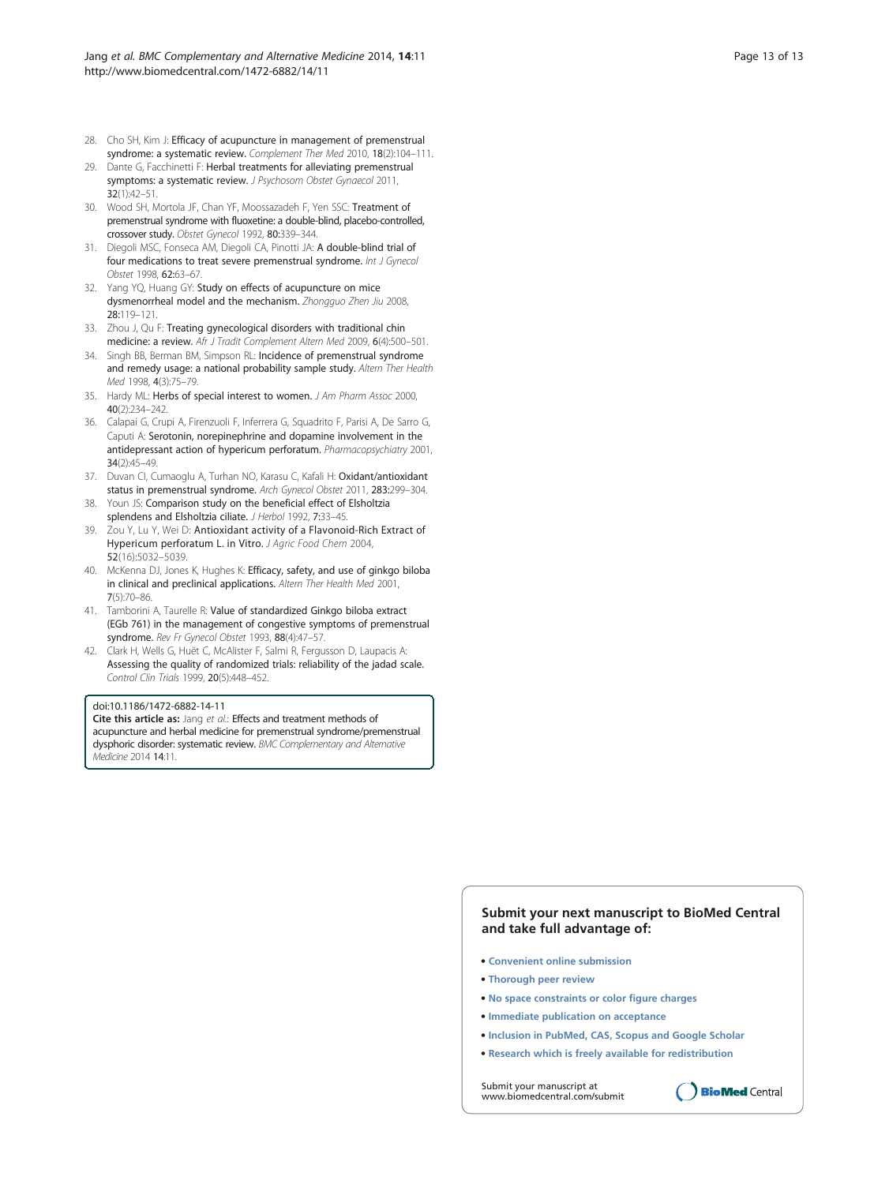28. Cho SH, Kim J: **Efficacy of acupuncture in management of premenstrual syndrome: a systematic review.** *Complement Ther Med* 2010, **18**(2):104–111.
29. Dante G, Facchinetti F: **Herbal treatments for alleviating premenstrual symptoms: a systematic review.** *J Psychosom Obstet Gynaecol* 2011, **32**(1):42–51.
30. Wood SH, Mortola JF, Chan YF, Moossazadeh F, Yen SSC: **Treatment of premenstrual syndrome with fluoxetine: a double-blind, placebo-controlled, crossover study.** *Obstet Gynecol* 1992, **80**:339–344.
31. Diegoli MSC, Fonseca AM, Diegoli CA, Pinotti JA: **A double-blind trial of four medications to treat severe premenstrual syndrome.** *Int J Gynecol Obstet* 1998, **62**:63–67.
32. Yang YQ, Huang GY: **Study on effects of acupuncture on mice dysmenorrheal model and the mechanism.** *Zhongguo Zhen Jiu* 2008, **28**:119–121.
33. Zhou J, Qu F: **Treating gynecological disorders with traditional chin medicine: a review.** *Afr J Tradit Complement Altern Med* 2009, **6**(4):500–501.
34. Singh BB, Berman BM, Simpson RL: **Incidence of premenstrual syndrome and remedy usage: a national probability sample study.** *Altern Ther Health Med* 1998, **4**(3):75–79.
35. Hardy ML: **Herbs of special interest to women.** *J Am Pharm Assoc* 2000, **40**(2):234–242.
36. Calapai G, Crupi A, Firenzuoli F, Inferrera G, Squadrito F, Parisi A, De Sarro G, Caputi A: **Serotonin, norepinephrine and dopamine involvement in the antidepressant action of hypericum perforatum.** *Pharmacopsychiatry* 2001, **34**(2):45–49.
37. Duvan CI, Cumaoglu A, Turhan NO, Karasu C, Kafali H: **Oxidant/antioxidant status in premenstrual syndrome.** *Arch Gynecol Obstet* 2011, **283**:299–304.
38. Youn JS: **Comparison study on the beneficial effect of Elsholtzia splendens and Elsholtzia ciliate.** *J Herbol* 1992, **7**:33–45.
39. Zou Y, Lu Y, Wei D: **Antioxidant activity of a Flavonoid-Rich Extract of Hypericum perforatum L. in Vitro.** *J Agric Food Chem* 2004, **52**(16):5032–5039.
40. McKenna DJ, Jones K, Hughes K: **Efficacy, safety, and use of ginkgo biloba in clinical and preclinical applications.** *Altern Ther Health Med* 2001, **7**(5):70–86.
41. Tamborini A, Taurelle R: **Value of standardized Ginkgo biloba extract (EGb 761) in the management of congestive symptoms of premenstrual syndrome.** *Rev Fr Gynecol Obstet* 1993, **88**(4):47–57.
42. Clark H, Wells G, Huët C, McAlister F, Salmi R, Fergusson D, Laupacis A: **Assessing the quality of randomized trials: reliability of the jadad scale.** *Control Clin Trials* 1999, **20**(5):448–452.

doi:10.1186/1472-6882-14-11
**Cite this article as:** Jang *et al.*: Effects and treatment methods of acupuncture and herbal medicine for premenstrual syndrome/premenstrual dysphoric disorder: systematic review. *BMC Complementary and Alternative Medicine* 2014 **14**:11.

**Submit your next manuscript to BioMed Central and take full advantage of:**

- **Convenient online submission**
- **Thorough peer review**
- **No space constraints or color figure charges**
- **Immediate publication on acceptance**
- **Inclusion in PubMed, CAS, Scopus and Google Scholar**
- **Research which is freely available for redistribution**

Submit your manuscript at
www.biomedcentral.com/submit

BioMed Central